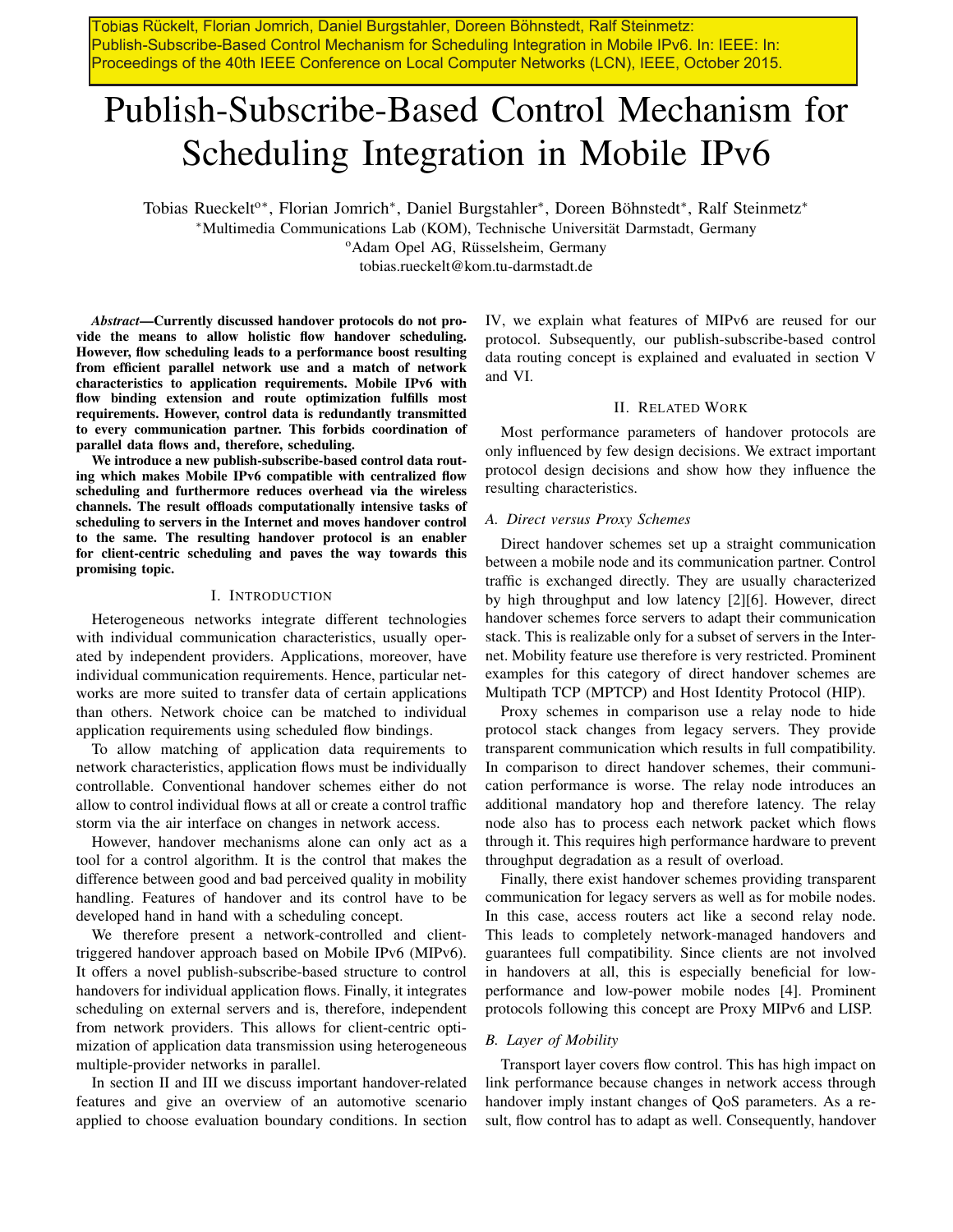Tobias Rückelt, Florian Jomrich, Daniel Burgstahler, Doreen Böhnstedt, Ralf Steinmetz: Publish-Subscribe-Based Control Mechanism for Scheduling Integration in Mobile IPv6. In: IEEE: In: Proceedings of the 40th IEEE Conference on Local Computer Networks (LCN), IEEE, October 2015.

# Publish-Subscribe-Based Control Mechanism for Scheduling Integration in Mobile IPv6

Tobias Rueckelt[o∗], Florian Jomrich[∗], Daniel Burgstahler[∗], Doreen Böhnstedt[∗], Ralf Steinmetz[∗]

[∗]Multimedia Communications Lab (KOM), Technische Universität Darmstadt, Germany

[o]Adam Opel AG, Rüsselsheim, Germany

tobias.rueckelt@kom.tu-darmstadt.de

***Abstract*—Currently discussed handover protocols do not provide the means to allow holistic flow handover scheduling. However, flow scheduling leads to a performance boost resulting from efficient parallel network use and a match of network characteristics to application requirements. Mobile IPv6 with flow binding extension and route optimization fulfills most requirements. However, control data is redundantly transmitted to every communication partner. This forbids coordination of parallel data flows and, therefore, scheduling.**

**We introduce a new publish-subscribe-based control data routing which makes Mobile IPv6 compatible with centralized flow scheduling and furthermore reduces overhead via the wireless channels. The result offloads computationally intensive tasks of scheduling to servers in the Internet and moves handover control to the same. The resulting handover protocol is an enabler for client-centric scheduling and paves the way towards this promising topic.**

## I. Introduction

Heterogeneous networks integrate different technologies with individual communication characteristics, usually operated by independent providers. Applications, moreover, have individual communication requirements. Hence, particular networks are more suited to transfer data of certain applications than others. Network choice can be matched to individual application requirements using scheduled flow bindings.

To allow matching of application data requirements to network characteristics, application flows must be individually controllable. Conventional handover schemes either do not allow to control individual flows at all or create a control traffic storm via the air interface on changes in network access.

However, handover mechanisms alone can only act as a tool for a control algorithm. It is the control that makes the difference between good and bad perceived quality in mobility handling. Features of handover and its control have to be developed hand in hand with a scheduling concept.

We therefore present a network-controlled and client-triggered handover approach based on Mobile IPv6 (MIPv6). It offers a novel publish-subscribe-based structure to control handovers for individual application flows. Finally, it integrates scheduling on external servers and is, therefore, independent from network providers. This allows for client-centric optimization of application data transmission using heterogeneous multiple-provider networks in parallel.

In section II and III we discuss important handover-related features and give an overview of an automotive scenario applied to choose evaluation boundary conditions. In section IV, we explain what features of MIPv6 are reused for our protocol. Subsequently, our publish-subscribe-based control data routing concept is explained and evaluated in section V and VI.

## II. Related Work

Most performance parameters of handover protocols are only influenced by few design decisions. We extract important protocol design decisions and show how they influence the resulting characteristics.

### A. Direct versus Proxy Schemes

Direct handover schemes set up a straight communication between a mobile node and its communication partner. Control traffic is exchanged directly. They are usually characterized by high throughput and low latency [2][6]. However, direct handover schemes force servers to adapt their communication stack. This is realizable only for a subset of servers in the Internet. Mobility feature use therefore is very restricted. Prominent examples for this category of direct handover schemes are Multipath TCP (MPTCP) and Host Identity Protocol (HIP).

Proxy schemes in comparison use a relay node to hide protocol stack changes from legacy servers. They provide transparent communication which results in full compatibility. In comparison to direct handover schemes, their communication performance is worse. The relay node introduces an additional mandatory hop and therefore latency. The relay node also has to process each network packet which flows through it. This requires high performance hardware to prevent throughput degradation as a result of overload.

Finally, there exist handover schemes providing transparent communication for legacy servers as well as for mobile nodes. In this case, access routers act like a second relay node. This leads to completely network-managed handovers and guarantees full compatibility. Since clients are not involved in handovers at all, this is especially beneficial for low-performance and low-power mobile nodes [4]. Prominent protocols following this concept are Proxy MIPv6 and LISP.

### B. Layer of Mobility

Transport layer covers flow control. This has high impact on link performance because changes in network access through handover imply instant changes of QoS parameters. As a result, flow control has to adapt as well. Consequently, handover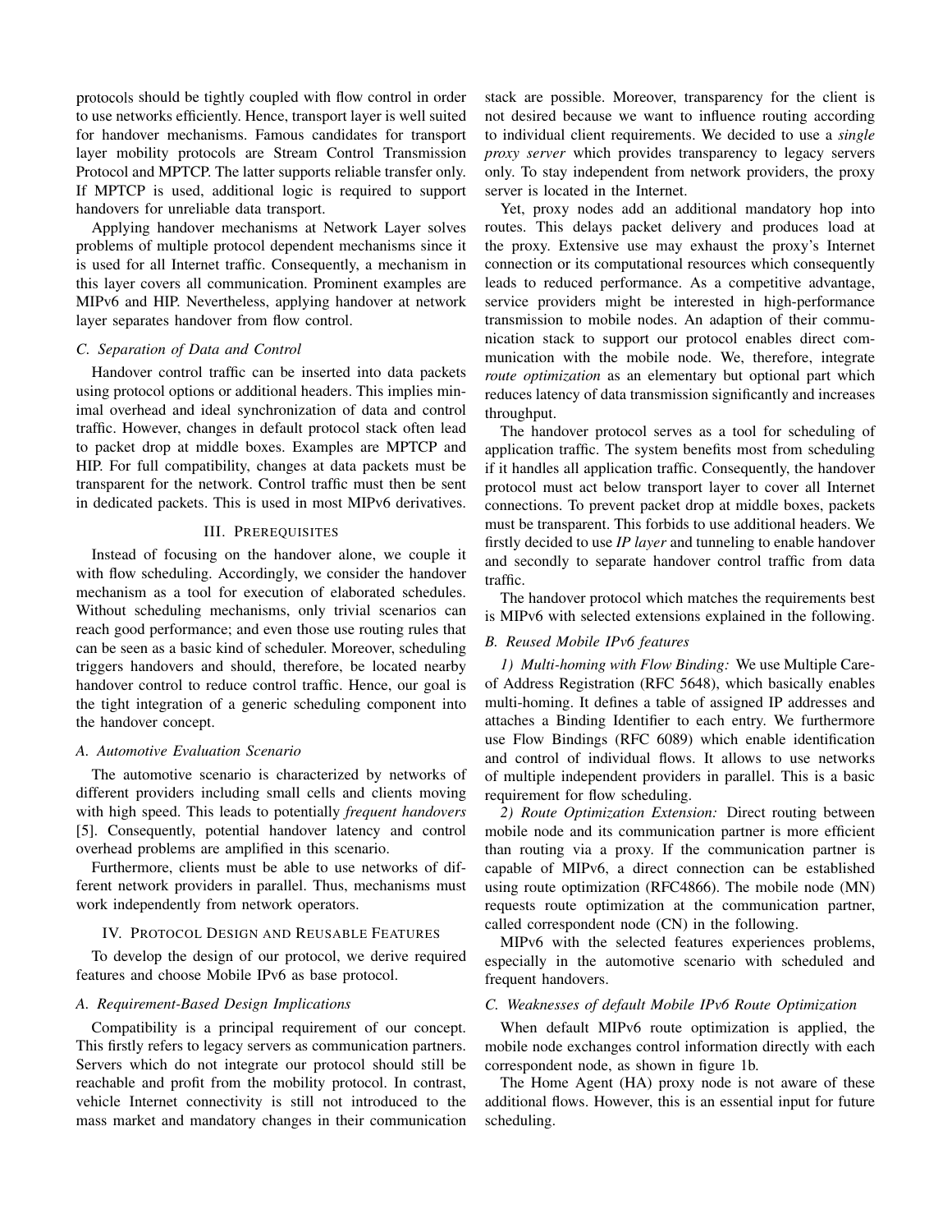protocols should be tightly coupled with flow control in order to use networks efficiently. Hence, transport layer is well suited for handover mechanisms. Famous candidates for transport layer mobility protocols are Stream Control Transmission Protocol and MPTCP. The latter supports reliable transfer only. If MPTCP is used, additional logic is required to support handovers for unreliable data transport.

Applying handover mechanisms at Network Layer solves problems of multiple protocol dependent mechanisms since it is used for all Internet traffic. Consequently, a mechanism in this layer covers all communication. Prominent examples are MIPv6 and HIP. Nevertheless, applying handover at network layer separates handover from flow control.

### C. Separation of Data and Control

Handover control traffic can be inserted into data packets using protocol options or additional headers. This implies minimal overhead and ideal synchronization of data and control traffic. However, changes in default protocol stack often lead to packet drop at middle boxes. Examples are MPTCP and HIP. For full compatibility, changes at data packets must be transparent for the network. Control traffic must then be sent in dedicated packets. This is used in most MIPv6 derivatives.

## III. Prerequisites

Instead of focusing on the handover alone, we couple it with flow scheduling. Accordingly, we consider the handover mechanism as a tool for execution of elaborated schedules. Without scheduling mechanisms, only trivial scenarios can reach good performance; and even those use routing rules that can be seen as a basic kind of scheduler. Moreover, scheduling triggers handovers and should, therefore, be located nearby handover control to reduce control traffic. Hence, our goal is the tight integration of a generic scheduling component into the handover concept.

### A. Automotive Evaluation Scenario

The automotive scenario is characterized by networks of different providers including small cells and clients moving with high speed. This leads to potentially *frequent handovers* [5]. Consequently, potential handover latency and control overhead problems are amplified in this scenario.

Furthermore, clients must be able to use networks of different network providers in parallel. Thus, mechanisms must work independently from network operators.

## IV. Protocol Design and Reusable Features

To develop the design of our protocol, we derive required features and choose Mobile IPv6 as base protocol.

### A. Requirement-Based Design Implications

Compatibility is a principal requirement of our concept. This firstly refers to legacy servers as communication partners. Servers which do not integrate our protocol should still be reachable and profit from the mobility protocol. In contrast, vehicle Internet connectivity is still not introduced to the mass market and mandatory changes in their communication stack are possible. Moreover, transparency for the client is not desired because we want to influence routing according to individual client requirements. We decided to use a *single proxy server* which provides transparency to legacy servers only. To stay independent from network providers, the proxy server is located in the Internet.

Yet, proxy nodes add an additional mandatory hop into routes. This delays packet delivery and produces load at the proxy. Extensive use may exhaust the proxy's Internet connection or its computational resources which consequently leads to reduced performance. As a competitive advantage, service providers might be interested in high-performance transmission to mobile nodes. An adaption of their communication stack to support our protocol enables direct communication with the mobile node. We, therefore, integrate *route optimization* as an elementary but optional part which reduces latency of data transmission significantly and increases throughput.

The handover protocol serves as a tool for scheduling of application traffic. The system benefits most from scheduling if it handles all application traffic. Consequently, the handover protocol must act below transport layer to cover all Internet connections. To prevent packet drop at middle boxes, packets must be transparent. This forbids to use additional headers. We firstly decided to use *IP layer* and tunneling to enable handover and secondly to separate handover control traffic from data traffic.

The handover protocol which matches the requirements best is MIPv6 with selected extensions explained in the following.

### B. Reused Mobile IPv6 features

*1) Multi-homing with Flow Binding:* We use Multiple Care-of Address Registration (RFC 5648), which basically enables multi-homing. It defines a table of assigned IP addresses and attaches a Binding Identifier to each entry. We furthermore use Flow Bindings (RFC 6089) which enable identification and control of individual flows. It allows to use networks of multiple independent providers in parallel. This is a basic requirement for flow scheduling.

*2) Route Optimization Extension:* Direct routing between mobile node and its communication partner is more efficient than routing via a proxy. If the communication partner is capable of MIPv6, a direct connection can be established using route optimization (RFC4866). The mobile node (MN) requests route optimization at the communication partner, called correspondent node (CN) in the following.

MIPv6 with the selected features experiences problems, especially in the automotive scenario with scheduled and frequent handovers.

### C. Weaknesses of default Mobile IPv6 Route Optimization

When default MIPv6 route optimization is applied, the mobile node exchanges control information directly with each correspondent node, as shown in figure 1b.

The Home Agent (HA) proxy node is not aware of these additional flows. However, this is an essential input for future scheduling.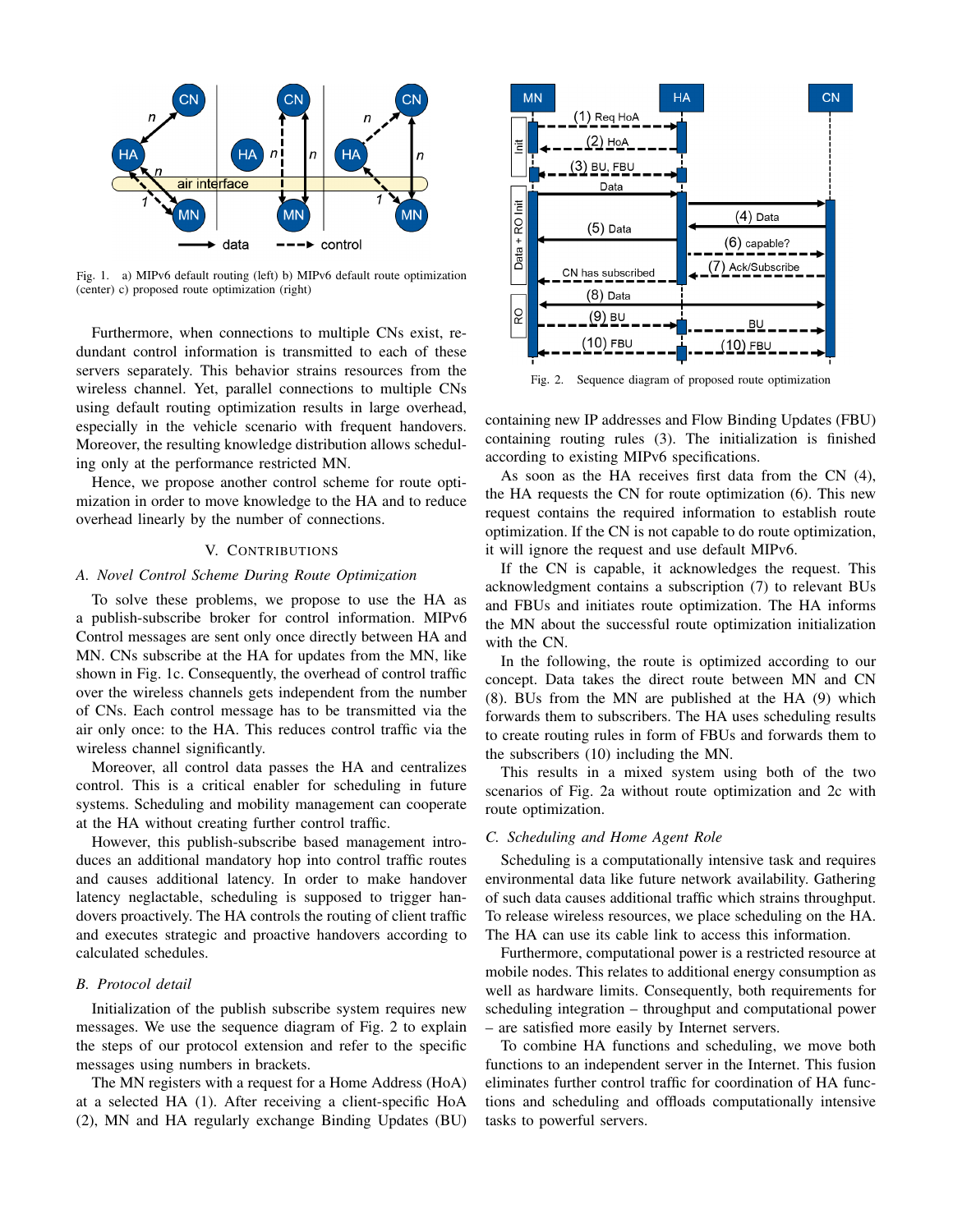Fig. 1. a) MIPv6 default routing (left) b) MIPv6 default route optimization (center) c) proposed route optimization (right)

Furthermore, when connections to multiple CNs exist, redundant control information is transmitted to each of these servers separately. This behavior strains resources from the wireless channel. Yet, parallel connections to multiple CNs using default routing optimization results in large overhead, especially in the vehicle scenario with frequent handovers. Moreover, the resulting knowledge distribution allows scheduling only at the performance restricted MN.

Hence, we propose another control scheme for route optimization in order to move knowledge to the HA and to reduce overhead linearly by the number of connections.

## V. Contributions

### A. Novel Control Scheme During Route Optimization

To solve these problems, we propose to use the HA as a publish-subscribe broker for control information. MIPv6 Control messages are sent only once directly between HA and MN. CNs subscribe at the HA for updates from the MN, like shown in Fig. 1c. Consequently, the overhead of control traffic over the wireless channels gets independent from the number of CNs. Each control message has to be transmitted via the air only once: to the HA. This reduces control traffic via the wireless channel significantly.

Moreover, all control data passes the HA and centralizes control. This is a critical enabler for scheduling in future systems. Scheduling and mobility management can cooperate at the HA without creating further control traffic.

However, this publish-subscribe based management introduces an additional mandatory hop into control traffic routes and causes additional latency. In order to make handover latency neglactable, scheduling is supposed to trigger handovers proactively. The HA controls the routing of client traffic and executes strategic and proactive handovers according to calculated schedules.

### B. Protocol detail

Initialization of the publish subscribe system requires new messages. We use the sequence diagram of Fig. 2 to explain the steps of our protocol extension and refer to the specific messages using numbers in brackets.

The MN registers with a request for a Home Address (HoA) at a selected HA (1). After receiving a client-specific HoA (2), MN and HA regularly exchange Binding Updates (BU) containing new IP addresses and Flow Binding Updates (FBU) containing routing rules (3). The initialization is finished according to existing MIPv6 specifications.

Fig. 2. Sequence diagram of proposed route optimization

As soon as the HA receives first data from the CN (4), the HA requests the CN for route optimization (6). This new request contains the required information to establish route optimization. If the CN is not capable to do route optimization, it will ignore the request and use default MIPv6.

If the CN is capable, it acknowledges the request. This acknowledgment contains a subscription (7) to relevant BUs and FBUs and initiates route optimization. The HA informs the MN about the successful route optimization initialization with the CN.

In the following, the route is optimized according to our concept. Data takes the direct route between MN and CN (8). BUs from the MN are published at the HA (9) which forwards them to subscribers. The HA uses scheduling results to create routing rules in form of FBUs and forwards them to the subscribers (10) including the MN.

This results in a mixed system using both of the two scenarios of Fig. 2a without route optimization and 2c with route optimization.

### C. Scheduling and Home Agent Role

Scheduling is a computationally intensive task and requires environmental data like future network availability. Gathering of such data causes additional traffic which strains throughput. To release wireless resources, we place scheduling on the HA. The HA can use its cable link to access this information.

Furthermore, computational power is a restricted resource at mobile nodes. This relates to additional energy consumption as well as hardware limits. Consequently, both requirements for scheduling integration – throughput and computational power – are satisfied more easily by Internet servers.

To combine HA functions and scheduling, we move both functions to an independent server in the Internet. This fusion eliminates further control traffic for coordination of HA functions and scheduling and offloads computationally intensive tasks to powerful servers.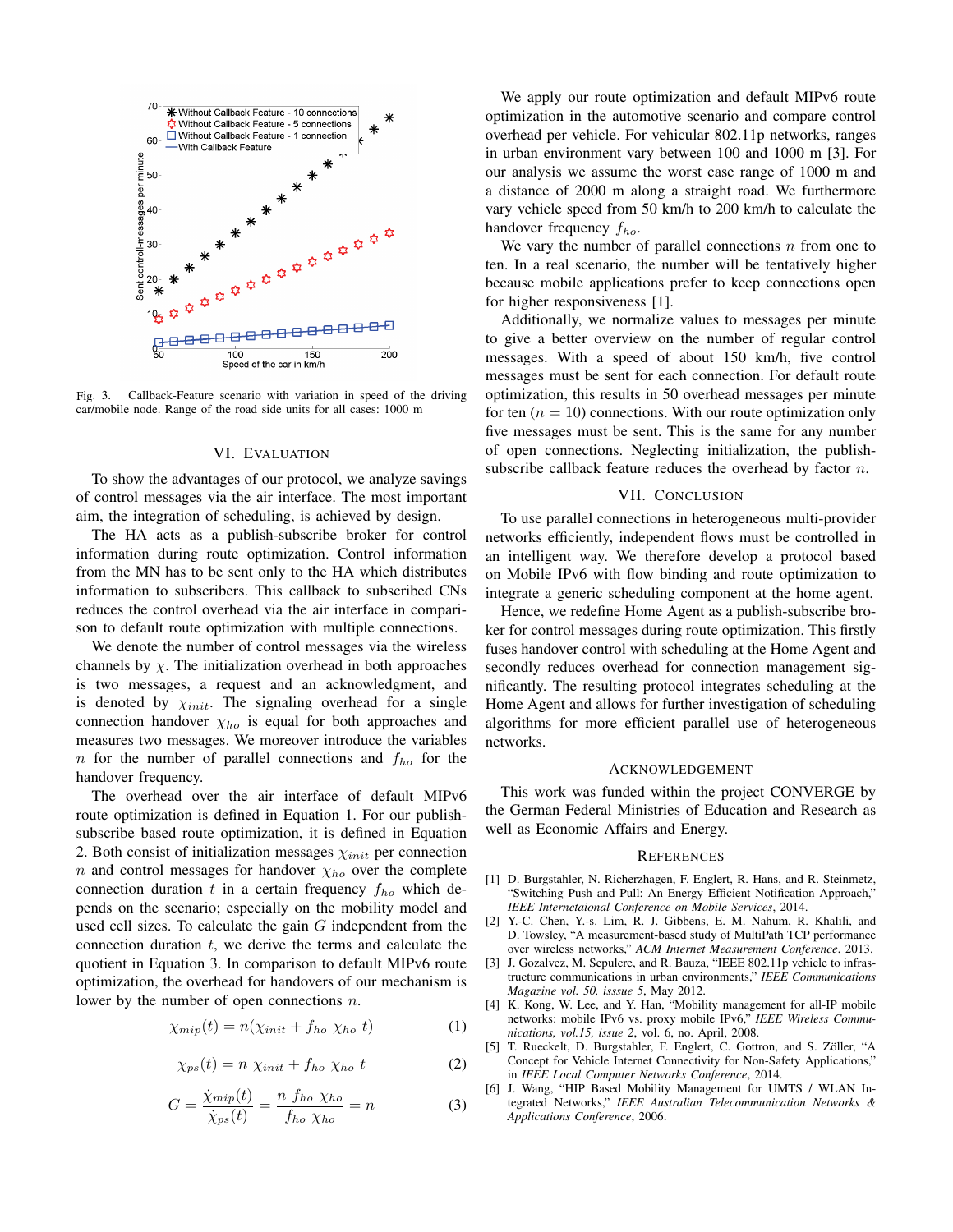70
60
50
40
30
20
10
0
50
100
150
200

Sent controll-messages per minute

Speed of the car in km/h

Without Callback Feature - 10 connections
Without Callback Feature - 5 connections
Without Callback Feature - 1 connection
With Callback Feature

Fig. 3. Callback-Feature scenario with variation in speed of the driving car/mobile node. Range of the road side units for all cases: 1000 m

## VI. Evaluation

To show the advantages of our protocol, we analyze savings of control messages via the air interface. The most important aim, the integration of scheduling, is achieved by design.

The HA acts as a publish-subscribe broker for control information during route optimization. Control information from the MN has to be sent only to the HA which distributes information to subscribers. This callback to subscribed CNs reduces the control overhead via the air interface in comparison to default route optimization with multiple connections.

We denote the number of control messages via the wireless channels by $\chi$. The initialization overhead in both approaches is two messages, a request and an acknowledgment, and is denoted by $\chi_{init}$. The signaling overhead for a single connection handover $\chi_{ho}$ is equal for both approaches and measures two messages. We moreover introduce the variables $n$ for the number of parallel connections and $f_{ho}$ for the handover frequency.

The overhead over the air interface of default MIPv6 route optimization is defined in Equation 1. For our publish-subscribe based route optimization, it is defined in Equation 2. Both consist of initialization messages $\chi_{init}$ per connection $n$ and control messages for handover $\chi_{ho}$ over the complete connection duration $t$ in a certain frequency $f_{ho}$ which depends on the scenario; especially on the mobility model and used cell sizes. To calculate the gain $G$ independent from the connection duration $t$, we derive the terms and calculate the quotient in Equation 3. In comparison to default MIPv6 route optimization, the overhead for handovers of our mechanism is lower by the number of open connections $n$.

$$\chi_{mip}(t) = n(\chi_{init} + f_{ho}\ \chi_{ho}\ t) \tag{1}$$

$$\chi_{ps}(t) = n\ \chi_{init} + f_{ho}\ \chi_{ho}\ t \tag{2}$$

$$G = \frac{\dot{\chi}_{mip}(t)}{\dot{\chi}_{ps}(t)} = \frac{n\ f_{ho}\ \chi_{ho}}{f_{ho}\ \chi_{ho}} = n \tag{3}$$

We apply our route optimization and default MIPv6 route optimization in the automotive scenario and compare control overhead per vehicle. For vehicular 802.11p networks, ranges in urban environment vary between 100 and 1000 m [3]. For our analysis we assume the worst case range of 1000 m and a distance of 2000 m along a straight road. We furthermore vary vehicle speed from 50 km/h to 200 km/h to calculate the handover frequency $f_{ho}$.

We vary the number of parallel connections $n$ from one to ten. In a real scenario, the number will be tentatively higher because mobile applications prefer to keep connections open for higher responsiveness [1].

Additionally, we normalize values to messages per minute to give a better overview on the number of regular control messages. With a speed of about 150 km/h, five control messages must be sent for each connection. For default route optimization, this results in 50 overhead messages per minute for ten ($n = 10$) connections. With our route optimization only five messages must be sent. This is the same for any number of open connections. Neglecting initialization, the publish-subscribe callback feature reduces the overhead by factor $n$.

## VII. Conclusion

To use parallel connections in heterogeneous multi-provider networks efficiently, independent flows must be controlled in an intelligent way. We therefore develop a protocol based on Mobile IPv6 with flow binding and route optimization to integrate a generic scheduling component at the home agent.

Hence, we redefine Home Agent as a publish-subscribe broker for control messages during route optimization. This firstly fuses handover control with scheduling at the Home Agent and secondly reduces overhead for connection management significantly. The resulting protocol integrates scheduling at the Home Agent and allows for further investigation of scheduling algorithms for more efficient parallel use of heterogeneous networks.

## Acknowledgement

This work was funded within the project CONVERGE by the German Federal Ministries of Education and Research as well as Economic Affairs and Energy.

## References

[1] D. Burgstahler, N. Richerzhagen, F. Englert, R. Hans, and R. Steinmetz, "Switching Push and Pull: An Energy Efficient Notification Approach," *IEEE Internetaional Conference on Mobile Services*, 2014.

[2] Y.-C. Chen, Y.-s. Lim, R. J. Gibbens, E. M. Nahum, R. Khalili, and D. Towsley, "A measurement-based study of MultiPath TCP performance over wireless networks," *ACM Internet Measurement Conference*, 2013.

[3] J. Gozalvez, M. Sepulcre, and R. Bauza, "IEEE 802.11p vehicle to infrastructure communications in urban environments," *IEEE Communications Magazine vol. 50, isssue 5*, May 2012.

[4] K. Kong, W. Lee, and Y. Han, "Mobility management for all-IP mobile networks: mobile IPv6 vs. proxy mobile IPv6," *IEEE Wireless Communications, vol.15, issue 2*, vol. 6, no. April, 2008.

[5] T. Rueckelt, D. Burgstahler, F. Englert, C. Gottron, and S. Zöller, "A Concept for Vehicle Internet Connectivity for Non-Safety Applications," in *IEEE Local Computer Networks Conference*, 2014.

[6] J. Wang, "HIP Based Mobility Management for UMTS / WLAN Integrated Networks," *IEEE Australian Telecommunication Networks & Applications Conference*, 2006.